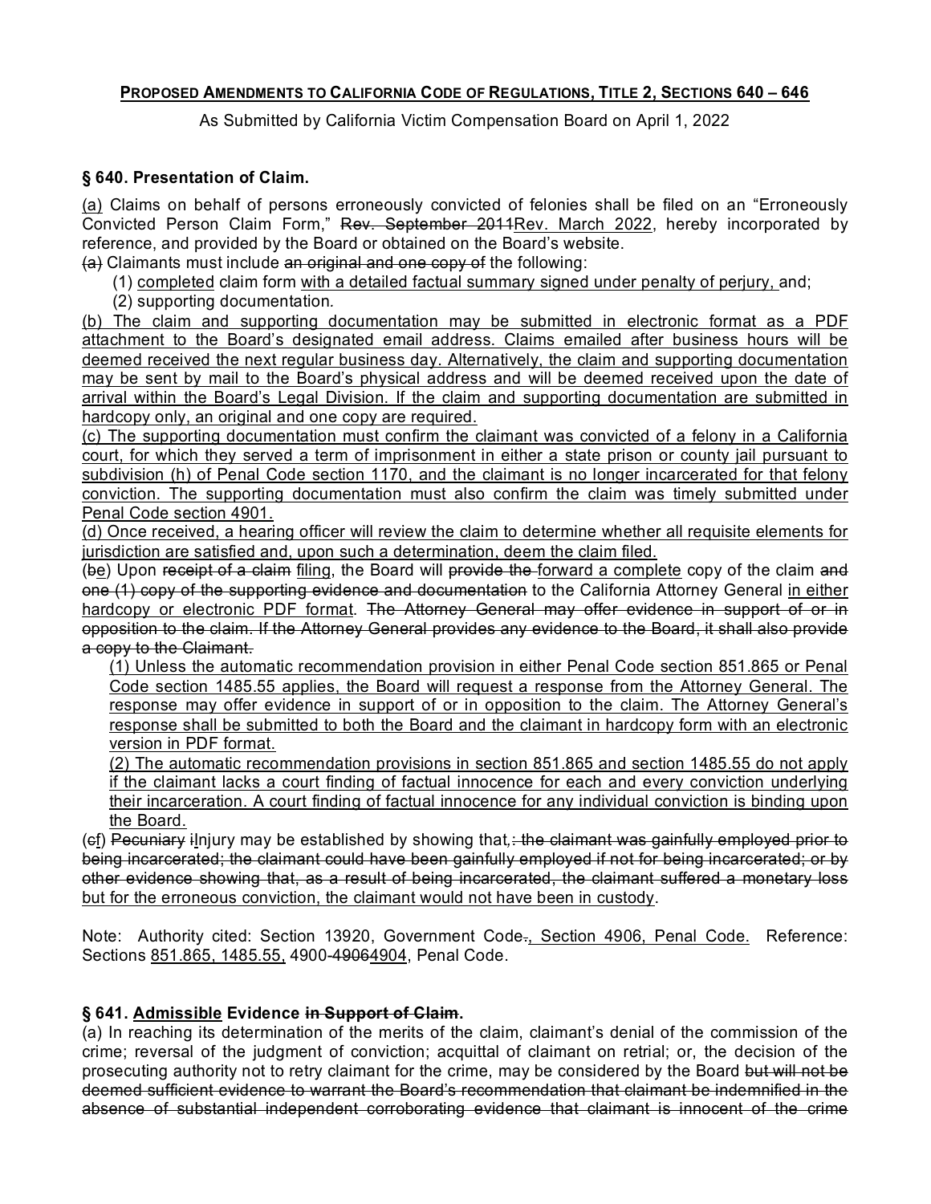**<u>PROPOSED AMENDMENTS TO CALIFORNIA CODE OF REGULATIONS, TITLE 2, SECTIONS 640 – 646</u>**

As Submitted by California Victim Compensation Board on April 1, 2022

### § 640. Presentation of Claim.

<u>(a)</u> Claims on behalf of persons erroneously convicted of felonies shall be filed on an "Erroneously Convicted Person Claim Form," ~~Rev. September 2011~~<u>Rev. March 2022</u>, hereby incorporated by reference, and provided by the Board or obtained on the Board's website.

~~(a)~~ Claimants must include ~~an original and one copy of~~ the following:

(1) <u>completed</u> claim form <u>with a detailed factual summary signed under penalty of perjury,</u> and;

(2) supporting documentation.

<u>(b) The claim and supporting documentation may be submitted in electronic format as a PDF attachment to the Board's designated email address. Claims emailed after business hours will be deemed received the next regular business day. Alternatively, the claim and supporting documentation may be sent by mail to the Board's physical address and will be deemed received upon the date of arrival within the Board's Legal Division. If the claim and supporting documentation are submitted in hardcopy only, an original and one copy are required.</u>

<u>(c) The supporting documentation must confirm the claimant was convicted of a felony in a California court, for which they served a term of imprisonment in either a state prison or county jail pursuant to subdivision (h) of Penal Code section 1170, and the claimant is no longer incarcerated for that felony conviction. The supporting documentation must also confirm the claim was timely submitted under Penal Code section 4901.</u>

<u>(d) Once received, a hearing officer will review the claim to determine whether all requisite elements for jurisdiction are satisfied and, upon such a determination, deem the claim filed.</u>

(~~b~~<u>e</u>) Upon ~~receipt of a claim~~ <u>filing</u>, the Board will ~~provide the~~ <u>forward a complete</u> copy of the claim ~~and one (1) copy of the supporting evidence and documentation~~ to the California Attorney General <u>in either hardcopy or electronic PDF format</u>. ~~The Attorney General may offer evidence in support of or in opposition to the claim. If the Attorney General provides any evidence to the Board, it shall also provide a copy to the Claimant.~~

<u>(1) Unless the automatic recommendation provision in either Penal Code section 851.865 or Penal Code section 1485.55 applies, the Board will request a response from the Attorney General. The response may offer evidence in support of or in opposition to the claim. The Attorney General's response shall be submitted to both the Board and the claimant in hardcopy form with an electronic version in PDF format.</u>

<u>(2) The automatic recommendation provisions in section 851.865 and section 1485.55 do not apply if the claimant lacks a court finding of factual innocence for each and every conviction underlying their incarceration. A court finding of factual innocence for any individual conviction is binding upon the Board.</u>

(~~c~~<u>f</u>) ~~Pecuniary~~ ~~i~~<u>I</u>njury may be established by showing that~~,: the claimant was gainfully employed prior to being incarcerated; the claimant could have been gainfully employed if not for being incarcerated; or by other evidence showing that, as a result of being incarcerated, the claimant suffered a monetary loss~~ <u>but for the erroneous conviction, the claimant would not have been in custody</u>.

Note: Authority cited: Section 13920, Government Code~~.~~<u>, Section 4906, Penal Code.</u> Reference: Sections <u>851.865, 1485.55,</u> 4900-~~4906~~<u>4904</u>, Penal Code.

### § 641. <u>Admissible</u> Evidence ~~in Support of Claim~~.

(a) In reaching its determination of the merits of the claim, claimant's denial of the commission of the crime; reversal of the judgment of conviction; acquittal of claimant on retrial; or, the decision of the prosecuting authority not to retry claimant for the crime, may be considered by the Board ~~but will not be deemed sufficient evidence to warrant the Board's recommendation that claimant be indemnified in the absence of substantial independent corroborating evidence that claimant is innocent of the crime~~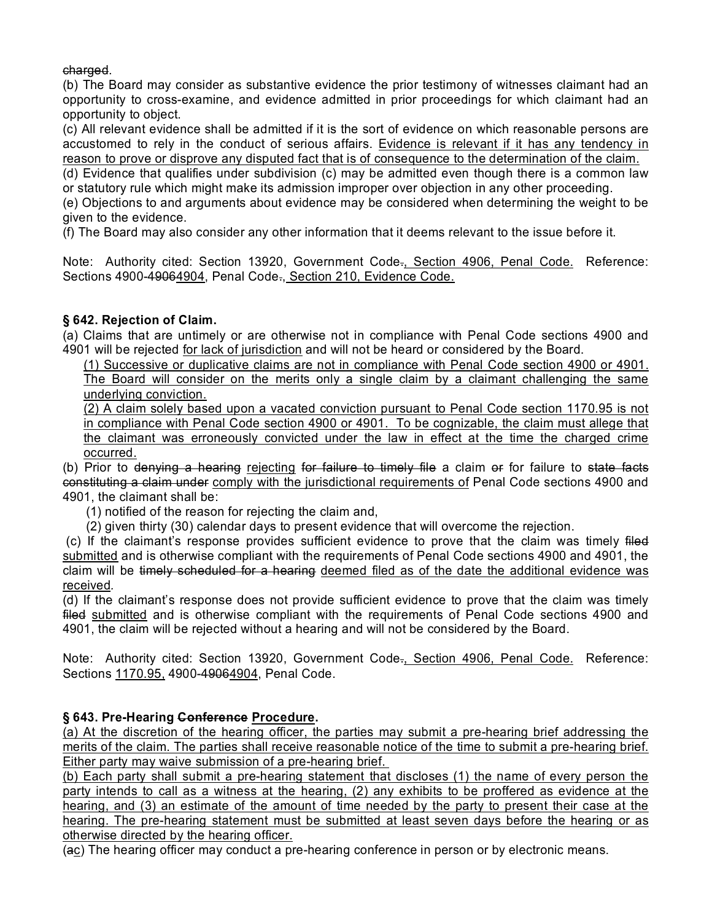~~charged~~.

(b) The Board may consider as substantive evidence the prior testimony of witnesses claimant had an opportunity to cross-examine, and evidence admitted in prior proceedings for which claimant had an opportunity to object.

(c) All relevant evidence shall be admitted if it is the sort of evidence on which reasonable persons are accustomed to rely in the conduct of serious affairs. <u>Evidence is relevant if it has any tendency in reason to prove or disprove any disputed fact that is of consequence to the determination of the claim.</u>

(d) Evidence that qualifies under subdivision (c) may be admitted even though there is a common law or statutory rule which might make its admission improper over objection in any other proceeding.

(e) Objections to and arguments about evidence may be considered when determining the weight to be given to the evidence.

(f) The Board may also consider any other information that it deems relevant to the issue before it.

Note: Authority cited: Section 13920, Government Code~~.~~<u>, Section 4906, Penal Code.</u> Reference: Sections 4900-~~4906~~<u>4904</u>, Penal Code~~.~~<u>, Section 210, Evidence Code.</u>

### § 642. Rejection of Claim.

(a) Claims that are untimely or are otherwise not in compliance with Penal Code sections 4900 and 4901 will be rejected <u>for lack of jurisdiction</u> and will not be heard or considered by the Board.

<u>(1) Successive or duplicative claims are not in compliance with Penal Code section 4900 or 4901. The Board will consider on the merits only a single claim by a claimant challenging the same underlying conviction.</u>

<u>(2) A claim solely based upon a vacated conviction pursuant to Penal Code section 1170.95 is not in compliance with Penal Code section 4900 or 4901. To be cognizable, the claim must allege that the claimant was erroneously convicted under the law in effect at the time the charged crime occurred.</u>

(b) Prior to ~~denying a hearing~~ <u>rejecting</u> ~~for failure to timely file~~ a claim ~~or~~ for failure to ~~state facts constituting a claim under~~ <u>comply with the jurisdictional requirements of</u> Penal Code sections 4900 and 4901, the claimant shall be:

(1) notified of the reason for rejecting the claim and,

(2) given thirty (30) calendar days to present evidence that will overcome the rejection.

(c) If the claimant's response provides sufficient evidence to prove that the claim was timely ~~filed~~ <u>submitted</u> and is otherwise compliant with the requirements of Penal Code sections 4900 and 4901, the claim will be ~~timely scheduled for a hearing~~ <u>deemed filed as of the date the additional evidence was received</u>.

(d) If the claimant's response does not provide sufficient evidence to prove that the claim was timely ~~filed~~ <u>submitted</u> and is otherwise compliant with the requirements of Penal Code sections 4900 and 4901, the claim will be rejected without a hearing and will not be considered by the Board.

Note: Authority cited: Section 13920, Government Code~~.~~<u>, Section 4906, Penal Code.</u> Reference: Sections <u>1170.95,</u> 4900-~~4906~~<u>4904</u>, Penal Code.

### § 643. Pre-Hearing ~~Conference~~ <u>Procedure</u>.

<u>(a) At the discretion of the hearing officer, the parties may submit a pre-hearing brief addressing the merits of the claim. The parties shall receive reasonable notice of the time to submit a pre-hearing brief. Either party may waive submission of a pre-hearing brief.</u>

<u>(b) Each party shall submit a pre-hearing statement that discloses (1) the name of every person the party intends to call as a witness at the hearing, (2) any exhibits to be proffered as evidence at the hearing, and (3) an estimate of the amount of time needed by the party to present their case at the hearing. The pre-hearing statement must be submitted at least seven days before the hearing or as otherwise directed by the hearing officer.</u>

(~~a~~<u>c</u>) The hearing officer may conduct a pre-hearing conference in person or by electronic means.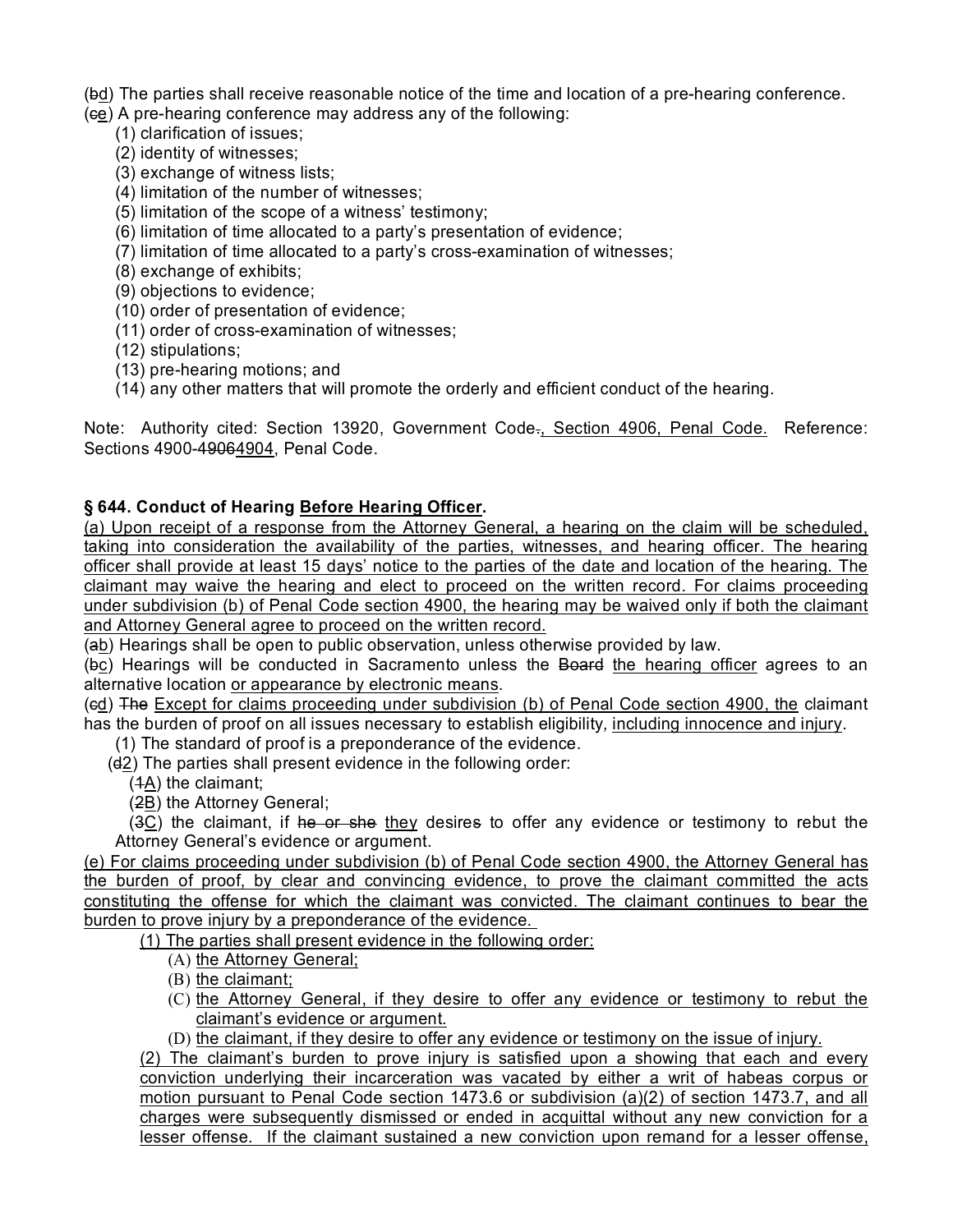(~~b~~<u>d</u>) The parties shall receive reasonable notice of the time and location of a pre-hearing conference.
(~~c~~<u>e</u>) A pre-hearing conference may address any of the following:

(1) clarification of issues;
(2) identity of witnesses;
(3) exchange of witness lists;
(4) limitation of the number of witnesses;
(5) limitation of the scope of a witness' testimony;
(6) limitation of time allocated to a party's presentation of evidence;
(7) limitation of time allocated to a party's cross-examination of witnesses;
(8) exchange of exhibits;
(9) objections to evidence;
(10) order of presentation of evidence;
(11) order of cross-examination of witnesses;
(12) stipulations;
(13) pre-hearing motions; and
(14) any other matters that will promote the orderly and efficient conduct of the hearing.

Note: Authority cited: Section 13920, Government Code~~.~~<u>, Section 4906, Penal Code.</u> Reference: Sections 4900-~~4906~~<u>4904</u>, Penal Code.

**§ 644. Conduct of Hearing <u>Before Hearing Officer</u>.**

<u>(a) Upon receipt of a response from the Attorney General, a hearing on the claim will be scheduled, taking into consideration the availability of the parties, witnesses, and hearing officer. The hearing officer shall provide at least 15 days' notice to the parties of the date and location of the hearing. The claimant may waive the hearing and elect to proceed on the written record. For claims proceeding under subdivision (b) of Penal Code section 4900, the hearing may be waived only if both the claimant and Attorney General agree to proceed on the written record.</u>

(~~a~~<u>b</u>) Hearings shall be open to public observation, unless otherwise provided by law.

(~~b~~<u>c</u>) Hearings will be conducted in Sacramento unless the ~~Board~~ <u>the hearing officer</u> agrees to an alternative location <u>or appearance by electronic means</u>.

(~~c~~<u>d</u>) ~~The~~ <u>Except for claims proceeding under subdivision (b) of Penal Code section 4900, the</u> claimant has the burden of proof on all issues necessary to establish eligibility, <u>including innocence and injury</u>.

(1) The standard of proof is a preponderance of the evidence.

(~~d~~<u>2</u>) The parties shall present evidence in the following order:

(~~1~~<u>A</u>) the claimant;
(~~2~~<u>B</u>) the Attorney General;
(~~3~~<u>C</u>) the claimant, if ~~he or she~~ <u>they</u> desire~~s~~ to offer any evidence or testimony to rebut the Attorney General's evidence or argument.

<u>(e) For claims proceeding under subdivision (b) of Penal Code section 4900, the Attorney General has the burden of proof, by clear and convincing evidence, to prove the claimant committed the acts constituting the offense for which the claimant was convicted. The claimant continues to bear the burden to prove injury by a preponderance of the evidence.</u>

<u>(1) The parties shall present evidence in the following order:</u>

(A) <u>the Attorney General;</u>
(B) <u>the claimant;</u>
(C) <u>the Attorney General, if they desire to offer any evidence or testimony to rebut the claimant's evidence or argument.</u>
(D) <u>the claimant, if they desire to offer any evidence or testimony on the issue of injury.</u>

<u>(2) The claimant's burden to prove injury is satisfied upon a showing that each and every conviction underlying their incarceration was vacated by either a writ of habeas corpus or motion pursuant to Penal Code section 1473.6 or subdivision (a)(2) of section 1473.7, and all charges were subsequently dismissed or ended in acquittal without any new conviction for a lesser offense. If the claimant sustained a new conviction upon remand for a lesser offense,</u>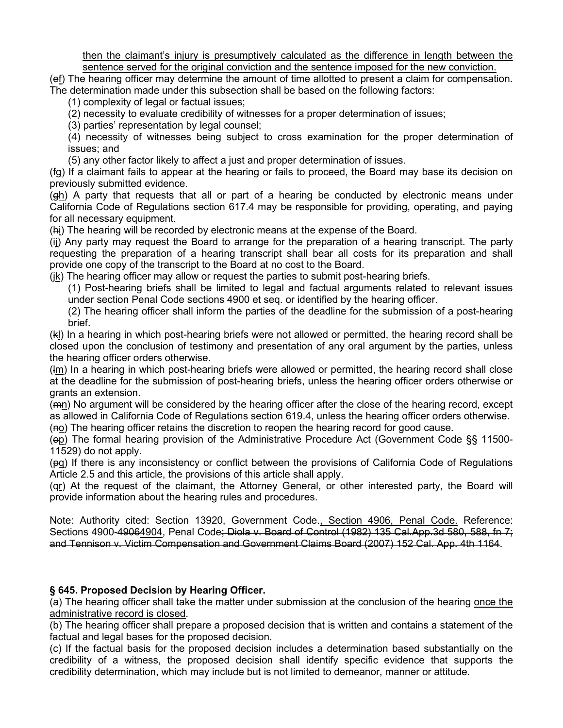<u>then the claimant's injury is presumptively calculated as the difference in length between the sentence served for the original conviction and the sentence imposed for the new conviction.</u>

(~~e~~<u>f</u>) The hearing officer may determine the amount of time allotted to present a claim for compensation. The determination made under this subsection shall be based on the following factors:

(1) complexity of legal or factual issues;

(2) necessity to evaluate credibility of witnesses for a proper determination of issues;

(3) parties' representation by legal counsel;

(4) necessity of witnesses being subject to cross examination for the proper determination of issues; and

(5) any other factor likely to affect a just and proper determination of issues.

(~~f~~<u>g</u>) If a claimant fails to appear at the hearing or fails to proceed, the Board may base its decision on previously submitted evidence.

(~~g~~<u>h</u>) A party that requests that all or part of a hearing be conducted by electronic means under California Code of Regulations section 617.4 may be responsible for providing, operating, and paying for all necessary equipment.

(~~h~~<u>i</u>) The hearing will be recorded by electronic means at the expense of the Board.

(~~i~~<u>j</u>) Any party may request the Board to arrange for the preparation of a hearing transcript. The party requesting the preparation of a hearing transcript shall bear all costs for its preparation and shall provide one copy of the transcript to the Board at no cost to the Board.

(~~j~~<u>k</u>) The hearing officer may allow or request the parties to submit post-hearing briefs.

(1) Post-hearing briefs shall be limited to legal and factual arguments related to relevant issues under section Penal Code sections 4900 et seq. or identified by the hearing officer.

(2) The hearing officer shall inform the parties of the deadline for the submission of a post-hearing brief.

(~~k~~<u>l</u>) In a hearing in which post-hearing briefs were not allowed or permitted, the hearing record shall be closed upon the conclusion of testimony and presentation of any oral argument by the parties, unless the hearing officer orders otherwise.

(~~l~~<u>m</u>) In a hearing in which post-hearing briefs were allowed or permitted, the hearing record shall close at the deadline for the submission of post-hearing briefs, unless the hearing officer orders otherwise or grants an extension.

(~~m~~<u>n</u>) No argument will be considered by the hearing officer after the close of the hearing record, except as allowed in California Code of Regulations section 619.4, unless the hearing officer orders otherwise.

(~~n~~<u>o</u>) The hearing officer retains the discretion to reopen the hearing record for good cause.

(~~o~~<u>p</u>) The formal hearing provision of the Administrative Procedure Act (Government Code §§ 11500-11529) do not apply.

(~~p~~<u>q</u>) If there is any inconsistency or conflict between the provisions of California Code of Regulations Article 2.5 and this article, the provisions of this article shall apply.

(~~q~~<u>r</u>) At the request of the claimant, the Attorney General, or other interested party, the Board will provide information about the hearing rules and procedures.

Note: Authority cited: Section 13920, Government Code~~.~~<u>, Section 4906, Penal Code.</u> Reference: Sections 4900-~~4906~~<u>4904</u>, Penal Code~~; Diola v. Board of Control (1982) 135 Cal.App.3d 580, 588, fn 7; and Tennison v. Victim Compensation and Government Claims Board (2007) 152 Cal. App. 4th 1164~~.

### § 645. Proposed Decision by Hearing Officer.

(a) The hearing officer shall take the matter under submission ~~at the conclusion of the hearing~~ <u>once the administrative record is closed</u>.

(b) The hearing officer shall prepare a proposed decision that is written and contains a statement of the factual and legal bases for the proposed decision.

(c) If the factual basis for the proposed decision includes a determination based substantially on the credibility of a witness, the proposed decision shall identify specific evidence that supports the credibility determination, which may include but is not limited to demeanor, manner or attitude.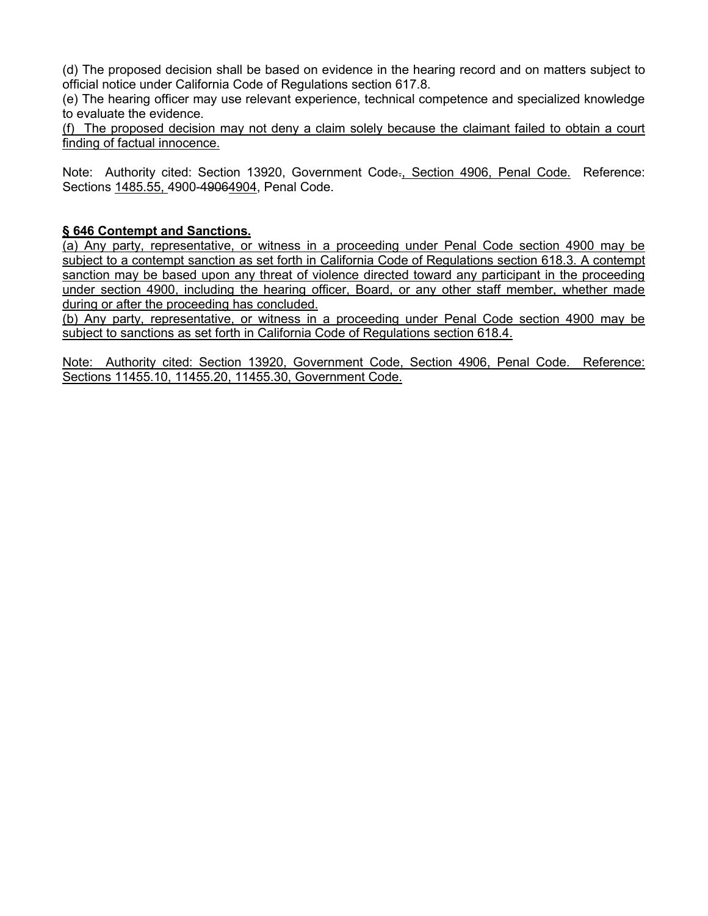(d) The proposed decision shall be based on evidence in the hearing record and on matters subject to official notice under California Code of Regulations section 617.8.

(e) The hearing officer may use relevant experience, technical competence and specialized knowledge to evaluate the evidence.

<u>(f) The proposed decision may not deny a claim solely because the claimant failed to obtain a court finding of factual innocence.</u>

Note: Authority cited: Section 13920, Government Code~~.~~<u>, Section 4906, Penal Code.</u> Reference: Sections <u>1485.55,</u> 4900-~~4906~~<u>4904</u>, Penal Code.

**<u>§ 646 Contempt and Sanctions.</u>**

<u>(a) Any party, representative, or witness in a proceeding under Penal Code section 4900 may be subject to a contempt sanction as set forth in California Code of Regulations section 618.3. A contempt sanction may be based upon any threat of violence directed toward any participant in the proceeding under section 4900, including the hearing officer, Board, or any other staff member, whether made during or after the proceeding has concluded.</u>

<u>(b) Any party, representative, or witness in a proceeding under Penal Code section 4900 may be subject to sanctions as set forth in California Code of Regulations section 618.4.</u>

<u>Note: Authority cited: Section 13920, Government Code, Section 4906, Penal Code. Reference: Sections 11455.10, 11455.20, 11455.30, Government Code.</u>